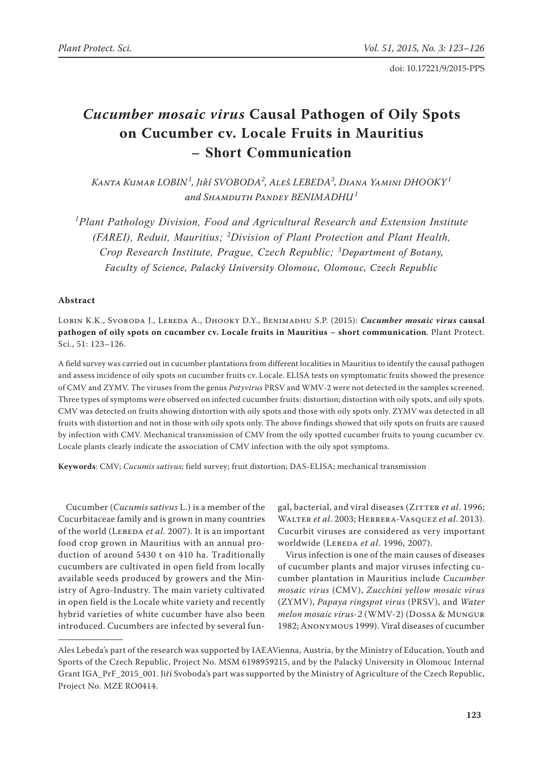doi: 10.17221/9/2015-PPS

# *Cucumber mosaic virus* Causal Pathogen of Oily Spots on Cucumber cv. Locale Fruits in Mauritius – Short Communication

*Kanta Kumar LOBIN[1], Jiří SVOBODA[2], Aleš LEBEDA[3], Diana Yamini DHOOKY[1] and Shamduth Pandey BENIMADHU[1]*

*[1]Plant Pathology Division, Food and Agricultural Research and Extension Institute (FAREI), Reduit, Mauritius; [2]Division of Plant Protection and Plant Health, Crop Research Institute, Prague, Czech Republic; [3]Department of Botany, Faculty of Science, Palacký University Olomouc, Olomouc, Czech Republic*

## Abstract

Lobin K.K., Svoboda J., Lebeda A., Dhooky D.Y., Benimadhu S.P. (2015): ***Cucumber mosaic virus* causal pathogen of oily spots on cucumber cv. Locale fruits in Mauritius – short communication**. Plant Protect. Sci., 51: 123–126.

A field survey was carried out in cucumber plantations from different localities in Mauritius to identify the causal pathogen and assess incidence of oily spots on cucumber fruits cv. Locale. ELISA tests on symptomatic fruits showed the presence of CMV and ZYMV. The viruses from the genus *Potyvirus* PRSV and WMV-2 were not detected in the samples screened. Three types of symptoms were observed on infected cucumber fruits: distortion; distortion with oily spots, and oily spots. CMV was detected on fruits showing distortion with oily spots and those with oily spots only. ZYMV was detected in all fruits with distortion and not in those with oily spots only. The above findings showed that oily spots on fruits are caused by infection with CMV. Mechanical transmission of CMV from the oily spotted cucumber fruits to young cucumber cv. Locale plants clearly indicate the association of CMV infection with the oily spot symptoms.

**Keywords**: CMV; *Cucumis sativus*; field survey; fruit distortion; DAS-ELISA; mechanical transmission

Cucumber (*Cucumis sativus* L.) is a member of the Cucurbitaceae family and is grown in many countries of the world (Lebeda *et al.* 2007). It is an important food crop grown in Mauritius with an annual production of around 5430 t on 410 ha. Traditionally cucumbers are cultivated in open field from locally available seeds produced by growers and the Ministry of Agro-Industry. The main variety cultivated in open field is the Locale white variety and recently hybrid varieties of white cucumber have also been introduced. Cucumbers are infected by several fungal, bacterial, and viral diseases (Zitter *et al.* 1996; Walter *et al.* 2003; Herrera-Vasquez *et al.* 2013). Cucurbit viruses are considered as very important worldwide (Lebeda *et al.* 1996, 2007).

Virus infection is one of the main causes of diseases of cucumber plants and major viruses infecting cucumber plantation in Mauritius include *Cucumber mosaic virus* (CMV), *Zucchini yellow mosaic virus* (ZYMV), *Papaya ringspot virus* (PRSV), and *Water melon mosaic virus-2* (WMV-2) (Dossa & Mungur 1982; Anonymous 1999). Viral diseases of cucumber

Ales Lebeda's part of the research was supported by IAEAVienna, Austria, by the Ministry of Education, Youth and Sports of the Czech Republic, Project No. MSM 6198959215, and by the Palacký University in Olomouc Internal Grant IGA_PrF_2015_001. Jiří Svoboda's part was supported by the Ministry of Agriculture of the Czech Republic, Project No. MZE RO0414.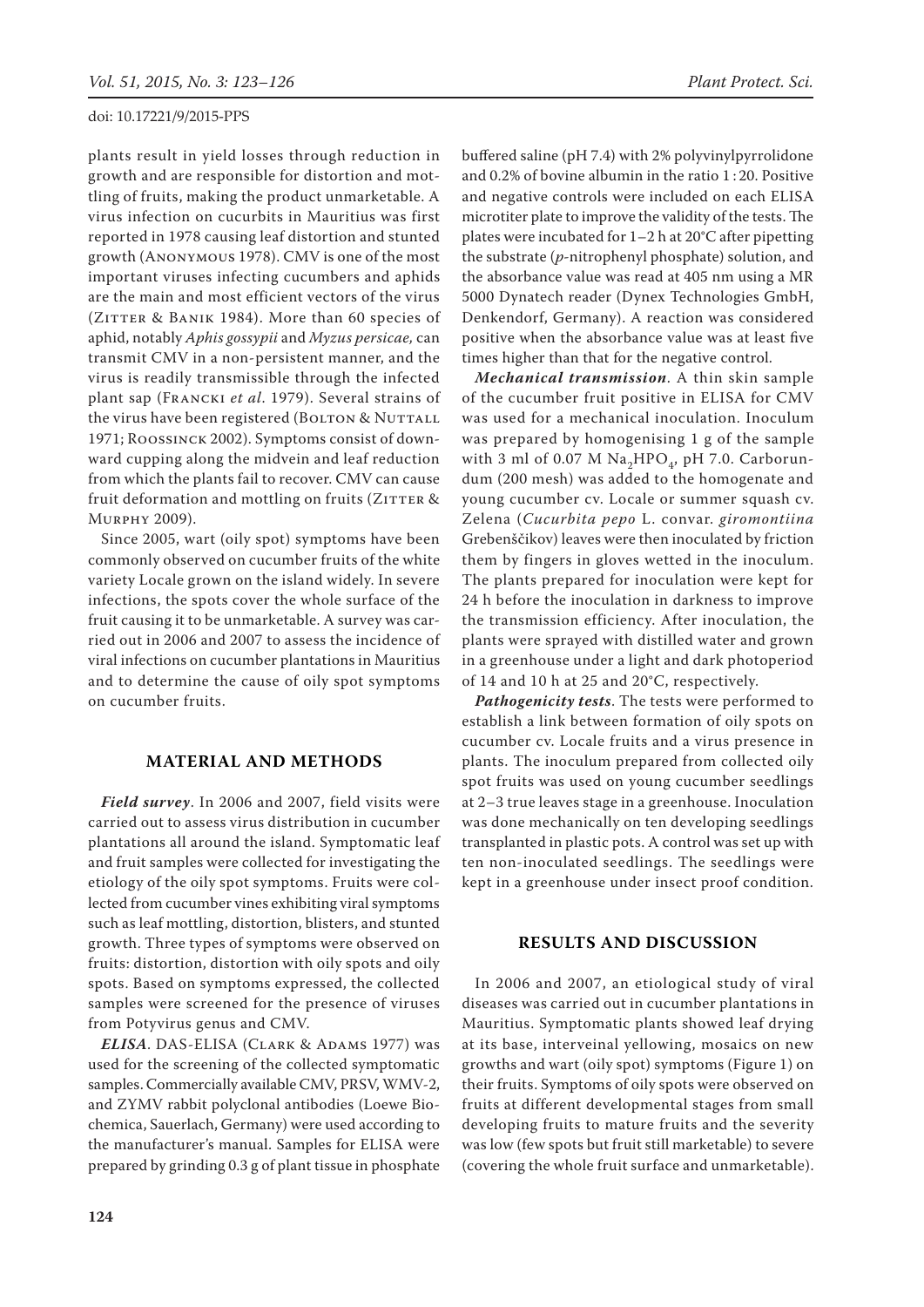plants result in yield losses through reduction in growth and are responsible for distortion and mottling of fruits, making the product unmarketable. A virus infection on cucurbits in Mauritius was first reported in 1978 causing leaf distortion and stunted growth (Anonymous 1978). CMV is one of the most important viruses infecting cucumbers and aphids are the main and most efficient vectors of the virus (Zitter & Banik 1984). More than 60 species of aphid, notably *Aphis gossypii* and *Myzus persicae,* can transmit CMV in a non-persistent manner, and the virus is readily transmissible through the infected plant sap (Francki *et al*. 1979). Several strains of the virus have been registered (Bolton & Nuttall 1971; Roossinck 2002). Symptoms consist of downward cupping along the midvein and leaf reduction from which the plants fail to recover. CMV can cause fruit deformation and mottling on fruits (Zitter & Murphy 2009).

Since 2005, wart (oily spot) symptoms have been commonly observed on cucumber fruits of the white variety Locale grown on the island widely. In severe infections, the spots cover the whole surface of the fruit causing it to be unmarketable. A survey was carried out in 2006 and 2007 to assess the incidence of viral infections on cucumber plantations in Mauritius and to determine the cause of oily spot symptoms on cucumber fruits.

## MATERIAL AND METHODS

***Field survey***. In 2006 and 2007, field visits were carried out to assess virus distribution in cucumber plantations all around the island. Symptomatic leaf and fruit samples were collected for investigating the etiology of the oily spot symptoms. Fruits were collected from cucumber vines exhibiting viral symptoms such as leaf mottling, distortion, blisters, and stunted growth. Three types of symptoms were observed on fruits: distortion, distortion with oily spots and oily spots. Based on symptoms expressed, the collected samples were screened for the presence of viruses from Potyvirus genus and CMV.

***ELISA***. DAS-ELISA (Clark & Adams 1977) was used for the screening of the collected symptomatic samples. Commercially available CMV, PRSV, WMV-2, and ZYMV rabbit polyclonal antibodies (Loewe Biochemica, Sauerlach, Germany) were used according to the manufacturer's manual. Samples for ELISA were prepared by grinding 0.3 g of plant tissue in phosphate buffered saline (pH 7.4) with 2% polyvinylpyrrolidone and 0.2% of bovine albumin in the ratio 1 : 20. Positive and negative controls were included on each ELISA microtiter plate to improve the validity of the tests. The plates were incubated for 1–2 h at 20°C after pipetting the substrate (*p*-nitrophenyl phosphate) solution, and the absorbance value was read at 405 nm using a MR 5000 Dynatech reader (Dynex Technologies GmbH, Denkendorf, Germany). A reaction was considered positive when the absorbance value was at least five times higher than that for the negative control.

***Mechanical transmission***. A thin skin sample of the cucumber fruit positive in ELISA for CMV was used for a mechanical inoculation. Inoculum was prepared by homogenising 1 g of the sample with 3 ml of 0.07 M $Na_2HPO_4$, pH 7.0. Carborundum (200 mesh) was added to the homogenate and young cucumber cv. Locale or summer squash cv. Zelena (*Cucurbita pepo* L. convar. *giromontiina* Grebenščikov) leaves were then inoculated by friction them by fingers in gloves wetted in the inoculum. The plants prepared for inoculation were kept for 24 h before the inoculation in darkness to improve the transmission efficiency. After inoculation, the plants were sprayed with distilled water and grown in a greenhouse under a light and dark photoperiod of 14 and 10 h at 25 and 20°C, respectively.

***Pathogenicity tests***. The tests were performed to establish a link between formation of oily spots on cucumber cv. Locale fruits and a virus presence in plants. The inoculum prepared from collected oily spot fruits was used on young cucumber seedlings at 2–3 true leaves stage in a greenhouse. Inoculation was done mechanically on ten developing seedlings transplanted in plastic pots. A control was set up with ten non-inoculated seedlings. The seedlings were kept in a greenhouse under insect proof condition.

## RESULTS AND DISCUSSION

In 2006 and 2007, an etiological study of viral diseases was carried out in cucumber plantations in Mauritius. Symptomatic plants showed leaf drying at its base, interveinal yellowing, mosaics on new growths and wart (oily spot) symptoms (Figure 1) on their fruits. Symptoms of oily spots were observed on fruits at different developmental stages from small developing fruits to mature fruits and the severity was low (few spots but fruit still marketable) to severe (covering the whole fruit surface and unmarketable).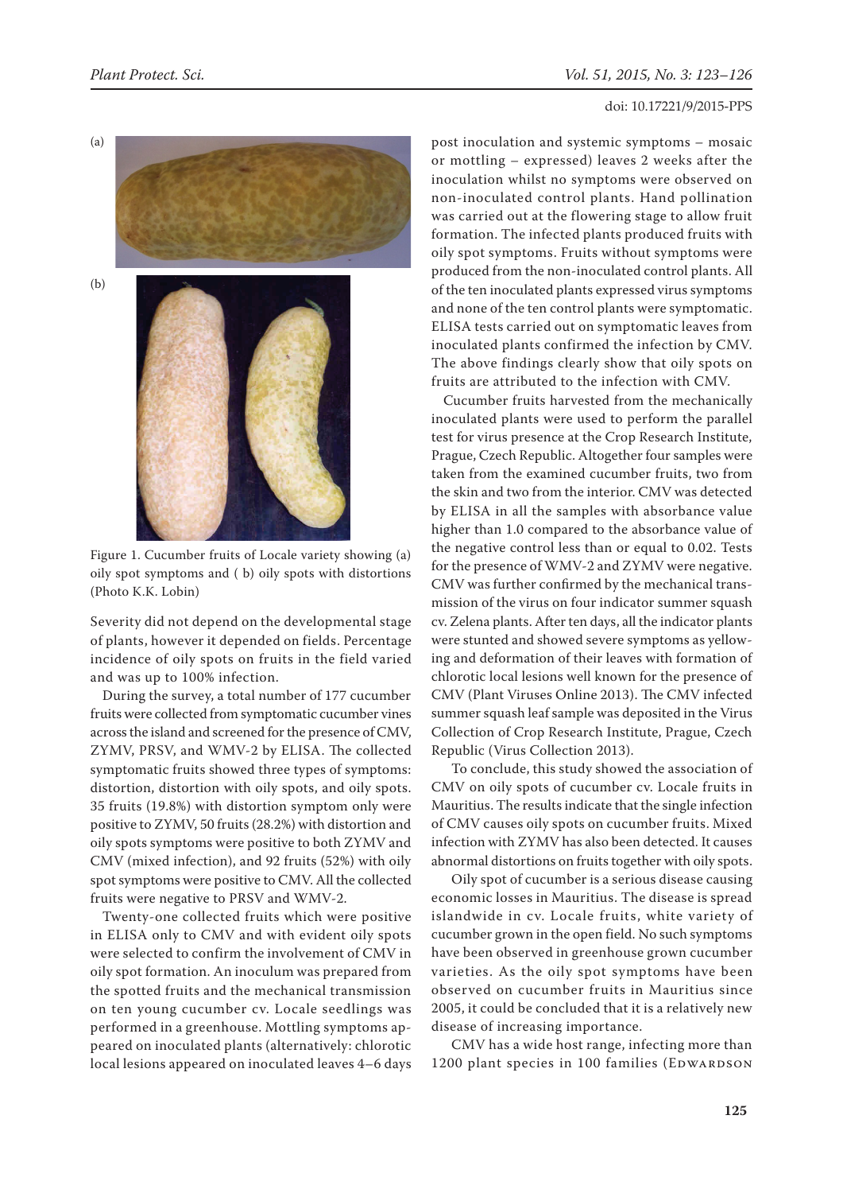Figure 1. Cucumber fruits of Locale variety showing (a) oily spot symptoms and ( b) oily spots with distortions (Photo K.K. Lobin)

Severity did not depend on the developmental stage of plants, however it depended on fields. Percentage incidence of oily spots on fruits in the field varied and was up to 100% infection.

During the survey, a total number of 177 cucumber fruits were collected from symptomatic cucumber vines across the island and screened for the presence of CMV, ZYMV, PRSV, and WMV-2 by ELISA. The collected symptomatic fruits showed three types of symptoms: distortion, distortion with oily spots, and oily spots. 35 fruits (19.8%) with distortion symptom only were positive to ZYMV, 50 fruits (28.2%) with distortion and oily spots symptoms were positive to both ZYMV and CMV (mixed infection), and 92 fruits (52%) with oily spot symptoms were positive to CMV. All the collected fruits were negative to PRSV and WMV-2.

Twenty-one collected fruits which were positive in ELISA only to CMV and with evident oily spots were selected to confirm the involvement of CMV in oily spot formation. An inoculum was prepared from the spotted fruits and the mechanical transmission on ten young cucumber cv. Locale seedlings was performed in a greenhouse. Mottling symptoms appeared on inoculated plants (alternatively: chlorotic local lesions appeared on inoculated leaves 4–6 days post inoculation and systemic symptoms – mosaic or mottling – expressed) leaves 2 weeks after the inoculation whilst no symptoms were observed on non-inoculated control plants. Hand pollination was carried out at the flowering stage to allow fruit formation. The infected plants produced fruits with oily spot symptoms. Fruits without symptoms were produced from the non-inoculated control plants. All of the ten inoculated plants expressed virus symptoms and none of the ten control plants were symptomatic. ELISA tests carried out on symptomatic leaves from inoculated plants confirmed the infection by CMV. The above findings clearly show that oily spots on fruits are attributed to the infection with CMV.

Cucumber fruits harvested from the mechanically inoculated plants were used to perform the parallel test for virus presence at the Crop Research Institute, Prague, Czech Republic. Altogether four samples were taken from the examined cucumber fruits, two from the skin and two from the interior. CMV was detected by ELISA in all the samples with absorbance value higher than 1.0 compared to the absorbance value of the negative control less than or equal to 0.02. Tests for the presence of WMV-2 and ZYMV were negative. CMV was further confirmed by the mechanical transmission of the virus on four indicator summer squash cv. Zelena plants. After ten days, all the indicator plants were stunted and showed severe symptoms as yellowing and deformation of their leaves with formation of chlorotic local lesions well known for the presence of CMV (Plant Viruses Online 2013). The CMV infected summer squash leaf sample was deposited in the Virus Collection of Crop Research Institute, Prague, Czech Republic (Virus Collection 2013).

To conclude, this study showed the association of CMV on oily spots of cucumber cv. Locale fruits in Mauritius. The results indicate that the single infection of CMV causes oily spots on cucumber fruits. Mixed infection with ZYMV has also been detected. It causes abnormal distortions on fruits together with oily spots.

Oily spot of cucumber is a serious disease causing economic losses in Mauritius. The disease is spread islandwide in cv. Locale fruits, white variety of cucumber grown in the open field. No such symptoms have been observed in greenhouse grown cucumber varieties. As the oily spot symptoms have been observed on cucumber fruits in Mauritius since 2005, it could be concluded that it is a relatively new disease of increasing importance.

CMV has a wide host range, infecting more than 1200 plant species in 100 families (Edwardson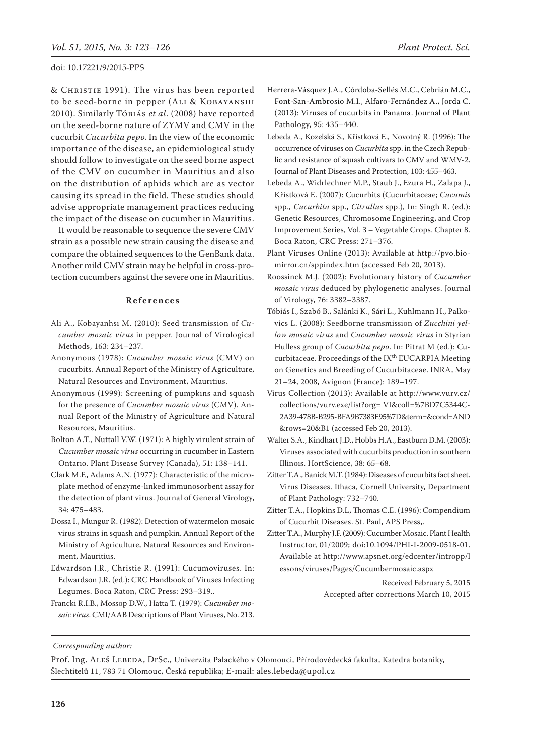& Christie 1991). The virus has been reported to be seed-borne in pepper (Ali & Kobayanshi 2010). Similarly Tóbiás *et al*. (2008) have reported on the seed-borne nature of ZYMV and CMV in the cucurbit *Cucurbita pepo*. In the view of the economic importance of the disease, an epidemiological study should follow to investigate on the seed borne aspect of the CMV on cucumber in Mauritius and also on the distribution of aphids which are as vector causing its spread in the field. These studies should advise appropriate management practices reducing the impact of the disease on cucumber in Mauritius.

It would be reasonable to sequence the severe CMV strain as a possible new strain causing the disease and compare the obtained sequences to the GenBank data. Another mild CMV strain may be helpful in cross-protection cucumbers against the severe one in Mauritius.

## References

Ali A., Kobayanhsi M. (2010): Seed transmission of *Cucumber mosaic virus* in pepper. Journal of Virological Methods, 163: 234–237.

Anonymous (1978): *Cucumber mosaic virus* (CMV) on cucurbits. Annual Report of the Ministry of Agriculture, Natural Resources and Environment, Mauritius.

Anonymous (1999): Screening of pumpkins and squash for the presence of *Cucumber mosaic virus* (CMV). Annual Report of the Ministry of Agriculture and Natural Resources, Mauritius.

Bolton A.T., Nuttall V.W. (1971): A highly virulent strain of *Cucumber mosaic virus* occurring in cucumber in Eastern Ontario. Plant Disease Survey (Canada), 51: 138–141.

Clark M.F., Adams A.N. (1977): Characteristic of the microplate method of enzyme-linked immunosorbent assay for the detection of plant virus. Journal of General Virology, 34: 475–483.

Dossa I., Mungur R. (1982): Detection of watermelon mosaic virus strains in squash and pumpkin. Annual Report of the Ministry of Agriculture, Natural Resources and Environment, Mauritius.

Edwardson J.R., Christie R. (1991): Cucumoviruses. In: Edwardson J.R. (ed.): CRC Handbook of Viruses Infecting Legumes. Boca Raton, CRC Press: 293–319..

Francki R.I.B., Mossop D.W., Hatta T. (1979): *Cucumber mosaic virus*. CMI/AAB Descriptions of Plant Viruses, No. 213.

Herrera-Vásquez J.A., Córdoba-Sellés M.C., Cebrián M.C., Font-San-Ambrosio M.I., Alfaro-Fernández A., Jorda C. (2013): Viruses of cucurbits in Panama. Journal of Plant Pathology, 95: 435–440.

Lebeda A., Kozelská S., Křístková E., Novotný R. (1996): The occurrence of viruses on *Cucurbita* spp. in the Czech Republic and resistance of squash cultivars to CMV and WMV-2. Journal of Plant Diseases and Protection, 103: 455–463.

Lebeda A., Widrlechner M.P., Staub J., Ezura H., Zalapa J., Křístková E. (2007): Cucurbits (Cucurbitaceae; *Cucumis* spp., *Cucurbita* spp., *Citrullus* spp.), In: Singh R. (ed.): Genetic Resources, Chromosome Engineering, and Crop Improvement Series, Vol. 3 – Vegetable Crops. Chapter 8. Boca Raton, CRC Press: 271–376.

Plant Viruses Online (2013): Available at http://pvo.biomirror.cn/sppindex.htm (accessed Feb 20, 2013).

Roossinck M.J. (2002): Evolutionary history of *Cucumber mosaic virus* deduced by phylogenetic analyses. Journal of Virology, 76: 3382–3387.

Tóbiás I., Szabó B., Salánki K., Sári L., Kuhlmann H., Palkovics L. (2008): Seedborne transmission of *Zucchini yellow mosaic virus* and *Cucumber mosaic virus* in Styrian Hulless group of *Cucurbita pepo*. In: Pitrat M (ed.): Cucurbitaceae. Proceedings of the IX[th] EUCARPIA Meeting on Genetics and Breeding of Cucurbitaceae. INRA, May 21–24, 2008, Avignon (France): 189–197.

Virus Collection (2013): Available at http://www.vurv.cz/collections/vurv.exe/list?org= VI&coll=%7BD7C5344C-2A39-478B-B295-BFA9B7383E95%7D&term=&cond=AND&rows=20&B1 (accessed Feb 20, 2013).

Walter S.A., Kindhart J.D., Hobbs H.A., Eastburn D.M. (2003): Viruses associated with cucurbits production in southern Illinois. HortScience, 38: 65–68.

Zitter T.A., Banick M.T. (1984): Diseases of cucurbits fact sheet. Virus Diseases. Ithaca, Cornell University, Department of Plant Pathology: 732–740.

Zitter T.A., Hopkins D.L, Thomas C.E. (1996): Compendium of Cucurbit Diseases. St. Paul, APS Press,.

Zitter T.A., Murphy J.F. (2009): Cucumber Mosaic. Plant Health Instructor, 01/2009; doi:10.1094/PHI-I-2009-0518-01. Available at http://www.apsnet.org/edcenter/intropp/lessons/viruses/Pages/Cucumbermosaic.aspx

Received February 5, 2015
Accepted after corrections March 10, 2015

*Corresponding author:*

Prof. Ing. Aleš Lebeda, DrSc., Univerzita Palackého v Olomouci, Přírodovědecká fakulta, Katedra botaniky, Šlechtitelů 11, 783 71 Olomouc, Česká republika; E-mail: ales.lebeda@upol.cz